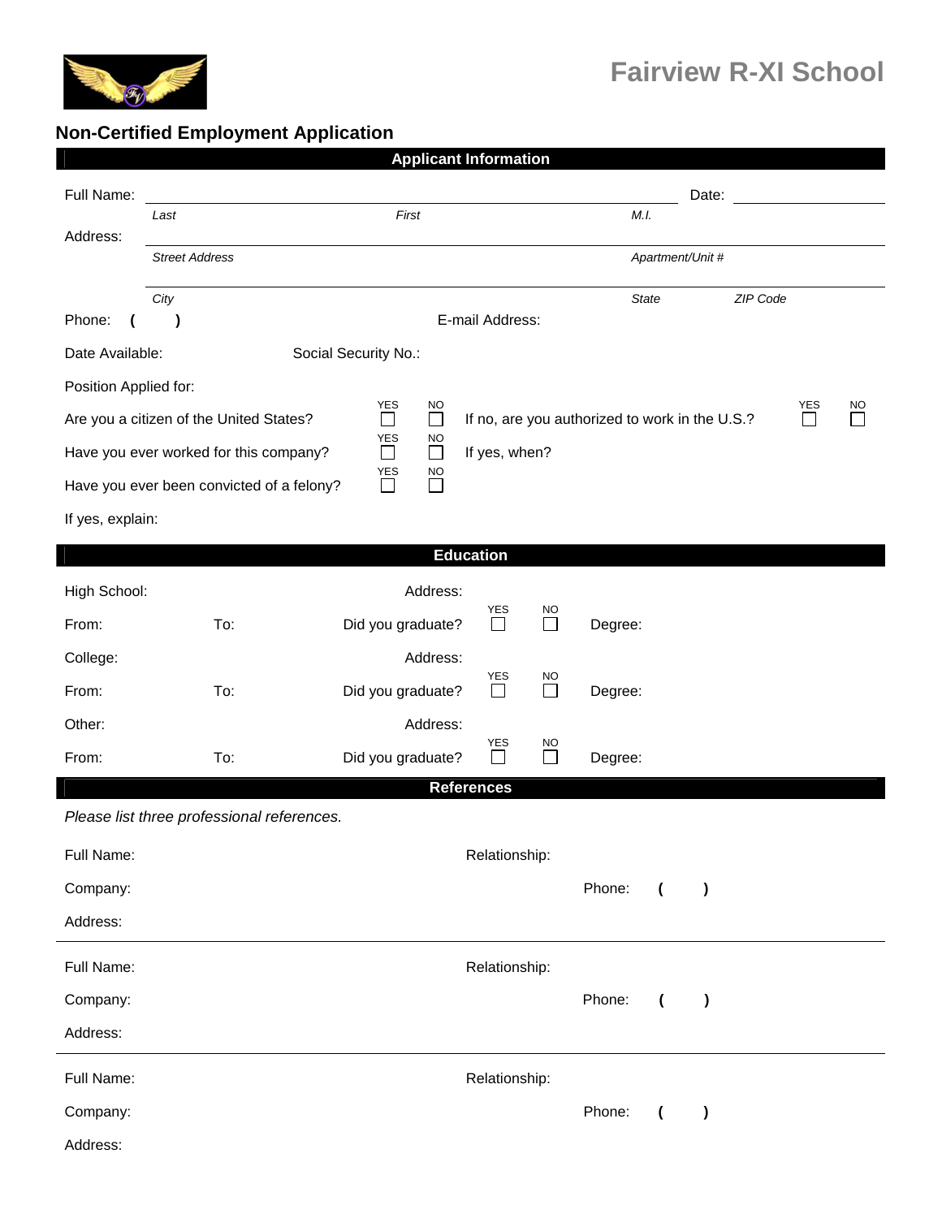# Fairview R-XI School

## Non-Certified Employment Application

### Applicant Information

Full Name: ______________________________ Date: __________

*Last* *First* *M.I.*

Address: ______________________________

*Street Address* *Apartment/Unit #*

______________________________

*City* *State* *ZIP Code*

Phone: ( ) E-mail Address:

Date Available: Social Security No.:

Position Applied for:

Are you a citizen of the United States? YES ☐ NO ☐ If no, are you authorized to work in the U.S.? YES ☐ NO ☐

Have you ever worked for this company? YES ☐ NO ☐ If yes, when?

Have you ever been convicted of a felony? YES ☐ NO ☐

If yes, explain:

### Education

High School: Address:

From: To: Did you graduate? YES ☐ NO ☐ Degree:

College: Address:

From: To: Did you graduate? YES ☐ NO ☐ Degree:

Other: Address:

From: To: Did you graduate? YES ☐ NO ☐ Degree:

### References

*Please list three professional references.*

Full Name: Relationship:

Company: Phone: ( )

Address:

---

Full Name: Relationship:

Company: Phone: ( )

Address:

---

Full Name: Relationship:

Company: Phone: ( )

Address: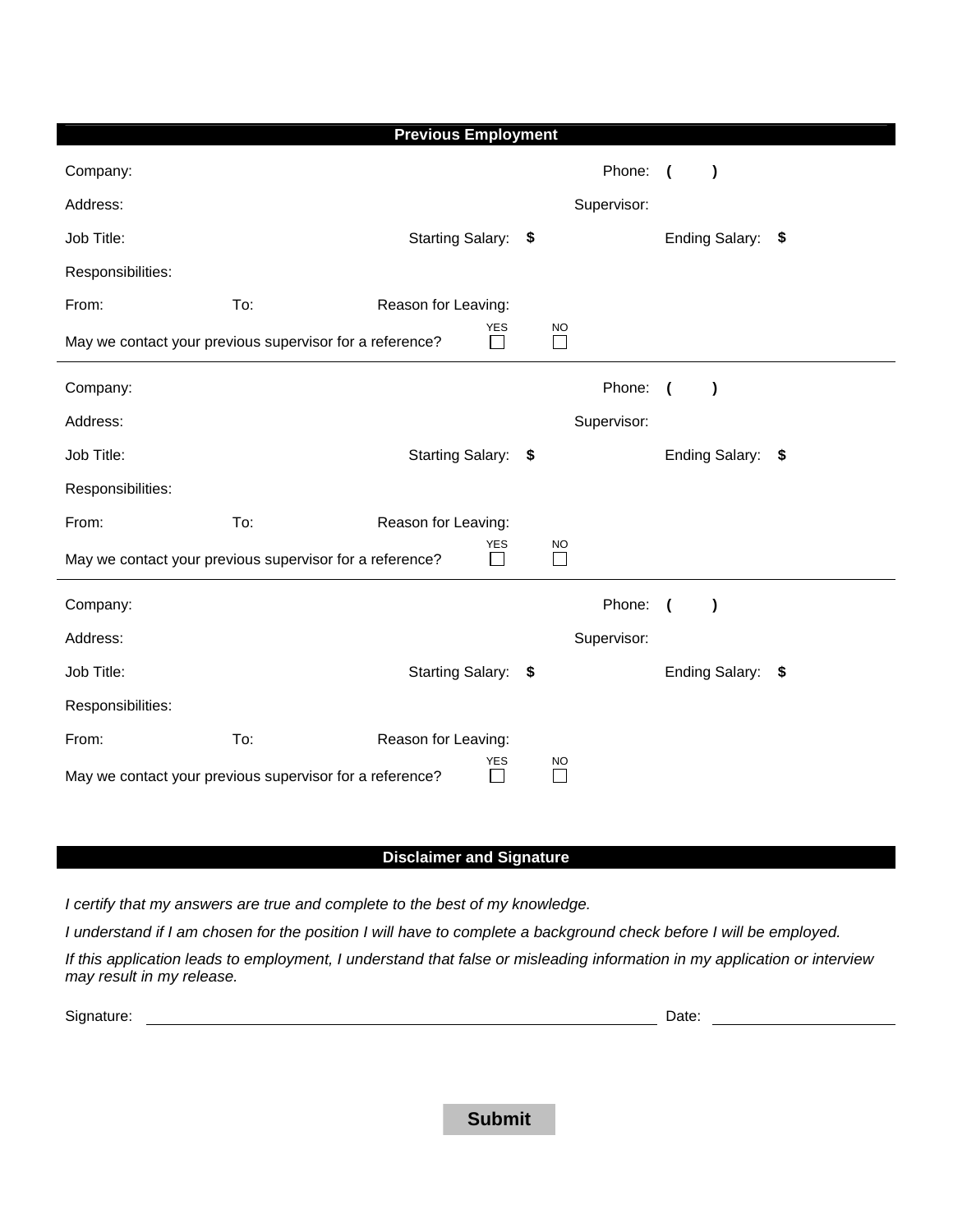## Previous Employment

Company: Phone: ( )

Address: Supervisor:

Job Title: Starting Salary: $ Ending Salary: $

Responsibilities:

From: To: Reason for Leaving:

May we contact your previous supervisor for a reference? YES ☐ NO ☐

---

Company: Phone: ( )

Address: Supervisor:

Job Title: Starting Salary: $ Ending Salary: $

Responsibilities:

From: To: Reason for Leaving:

May we contact your previous supervisor for a reference? YES ☐ NO ☐

---

Company: Phone: ( )

Address: Supervisor:

Job Title: Starting Salary: $ Ending Salary: $

Responsibilities:

From: To: Reason for Leaving:

May we contact your previous supervisor for a reference? YES ☐ NO ☐

## Disclaimer and Signature

*I certify that my answers are true and complete to the best of my knowledge.*

*I understand if I am chosen for the position I will have to complete a background check before I will be employed.*

*If this application leads to employment, I understand that false or misleading information in my application or interview may result in my release.*

Signature: ______________________________ Date: ______________

**Submit**